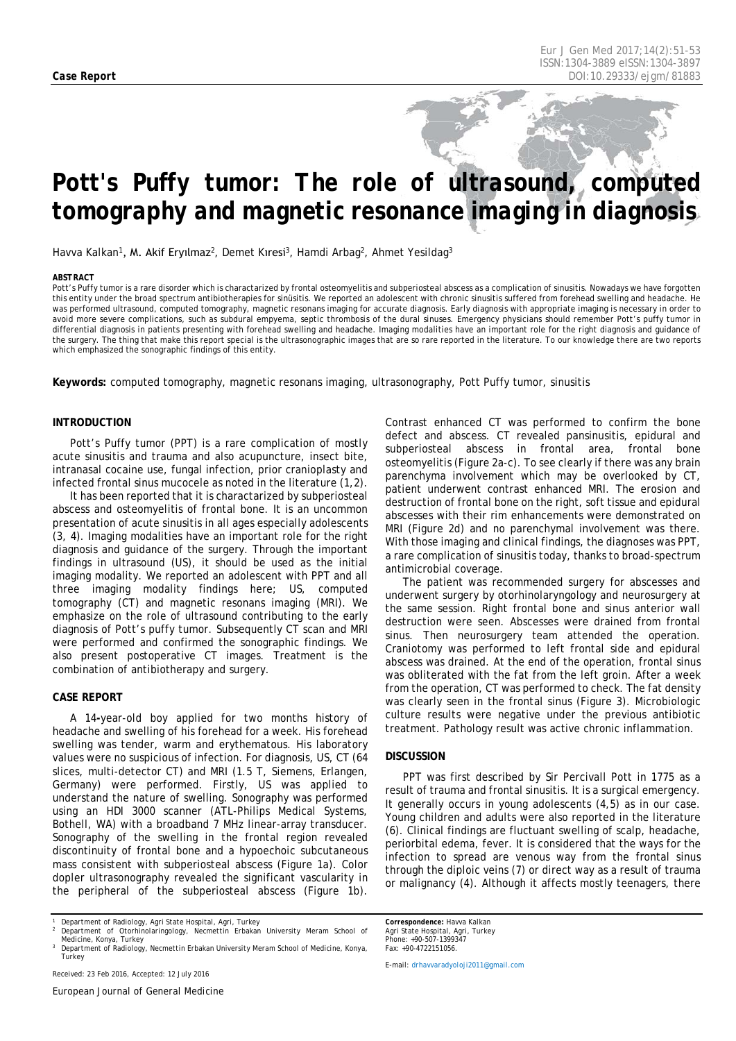**Case Report**

# Pott's Puffy tumor: The role of ultrasound, computed tomography and magnetic resonance imaging in diagnosis

Havva Kalkan[1], M. Akif Eryılmaz[2], Demet Kıresi[3], Hamdi Arbag[2], Ahmet Yesildag[3]

**ABSTRACT**

Pott's Puffy tumor is a rare disorder which is charactarized by frontal osteomyelitis and subperiosteal abscess as a complication of sinusitis. Nowadays we have forgotten this entity under the broad spectrum antibiotherapies for sinüsitis. We reported an adolescent with chronic sinusitis suffered from forehead swelling and headache. He was performed ultrasound, computed tomography, magnetic resonans imaging for accurate diagnosis. Early diagnosis with appropriate imaging is necessary in order to avoid more severe complications, such as subdural empyema, septic thrombosis of the dural sinuses. Emergency physicians should remember Pott's puffy tumor in differential diagnosis in patients presenting with forehead swelling and headache. Imaging modalities have an important role for the right diagnosis and guidance of the surgery. The thing that make this report special is the ultrasonographic images that are so rare reported in the literature. To our knowledge there are two reports which emphasized the sonographic findings of this entity.

**Keywords:** computed tomography, magnetic resonans imaging, ultrasonography, Pott Puffy tumor, sinusitis

## INTRODUCTION

Pott's Puffy tumor (PPT) is a rare complication of mostly acute sinusitis and trauma and also acupuncture, insect bite, intranasal cocaine use, fungal infection, prior cranioplasty and infected frontal sinus mucocele as noted in the literature (1,2).

It has been reported that it is charactarized by subperiosteal abscess and osteomyelitis of frontal bone. It is an uncommon presentation of acute sinusitis in all ages especially adolescents (3, 4). Imaging modalities have an important role for the right diagnosis and guidance of the surgery. Through the important findings in ultrasound (US), it should be used as the initial imaging modality. We reported an adolescent with PPT and all three imaging modality findings here; US, computed tomography (CT) and magnetic resonans imaging (MRI). We emphasize on the role of ultrasound contributing to the early diagnosis of Pott's puffy tumor. Subsequently CT scan and MRI were performed and confirmed the sonographic findings. We also present postoperative CT images. Treatment is the combination of antibiotherapy and surgery.

## CASE REPORT

A 14-year-old boy applied for two months history of headache and swelling of his forehead for a week. His forehead swelling was tender, warm and erythematous. His laboratory values were no suspicious of infection. For diagnosis, US, CT (64 slices, multi-detector CT) and MRI (1.5 T, Siemens, Erlangen, Germany) were performed. Firstly, US was applied to understand the nature of swelling. Sonography was performed using an HDI 3000 scanner (ATL-Philips Medical Systems, Bothell, WA) with a broadband 7 MHz linear-array transducer. Sonography of the swelling in the frontal region revealed discontinuity of frontal bone and a hypoechoic subcutaneous mass consistent with subperiosteal abscess (Figure 1a). Color dopler ultrasonography revealed the significant vascularity in the peripheral of the subperiosteal abscess (Figure 1b). Contrast enhanced CT was performed to confirm the bone defect and abscess. CT revealed pansinusitis, epidural and subperiosteal abscess in frontal area, frontal bone osteomyelitis (Figure 2a-c). To see clearly if there was any brain parenchyma involvement which may be overlooked by CT, patient underwent contrast enhanced MRI. The erosion and destruction of frontal bone on the right, soft tissue and epidural abscesses with their rim enhancements were demonstrated on MRI (Figure 2d) and no parenchymal involvement was there. With those imaging and clinical findings, the diagnoses was PPT, a rare complication of sinusitis today, thanks to broad-spectrum antimicrobial coverage.

The patient was recommended surgery for abscesses and underwent surgery by otorhinolaryngology and neurosurgery at the same session. Right frontal bone and sinus anterior wall destruction were seen. Abscesses were drained from frontal sinus. Then neurosurgery team attended the operation. Craniotomy was performed to left frontal side and epidural abscess was drained. At the end of the operation, frontal sinus was obliterated with the fat from the left groin. After a week from the operation, CT was performed to check. The fat density was clearly seen in the frontal sinus (Figure 3). Microbiologic culture results were negative under the previous antibiotic treatment. Pathology result was active chronic inflammation.

## DISCUSSION

PPT was first described by Sir Percivall Pott in 1775 as a result of trauma and frontal sinusitis. It is a surgical emergency. It generally occurs in young adolescents (4,5) as in our case. Young children and adults were also reported in the literature (6). Clinical findings are fluctuant swelling of scalp, headache, periorbital edema, fever. It is considered that the ways for the infection to spread are venous way from the frontal sinus through the diploic veins (7) or direct way as a result of trauma or malignancy (4). Although it affects mostly teenagers, there

[1] Department of Radiology, Agri State Hospital, Agri, Turkey
[2] Department of Otorhinolaringology, Necmettin Erbakan University Meram School of Medicine, Konya, Turkey
[3] Department of Radiology, Necmettin Erbakan University Meram School of Medicine, Konya, Turkey

Received: 23 Feb 2016, Accepted: 12 July 2016

**Correspondence:** Havva Kalkan
Agri State Hospital, Agri, Turkey
Phone: +90-507-1399347
Fax: +90-4722151056.

E-mail: drhavvaradyoloji2011@gmail.com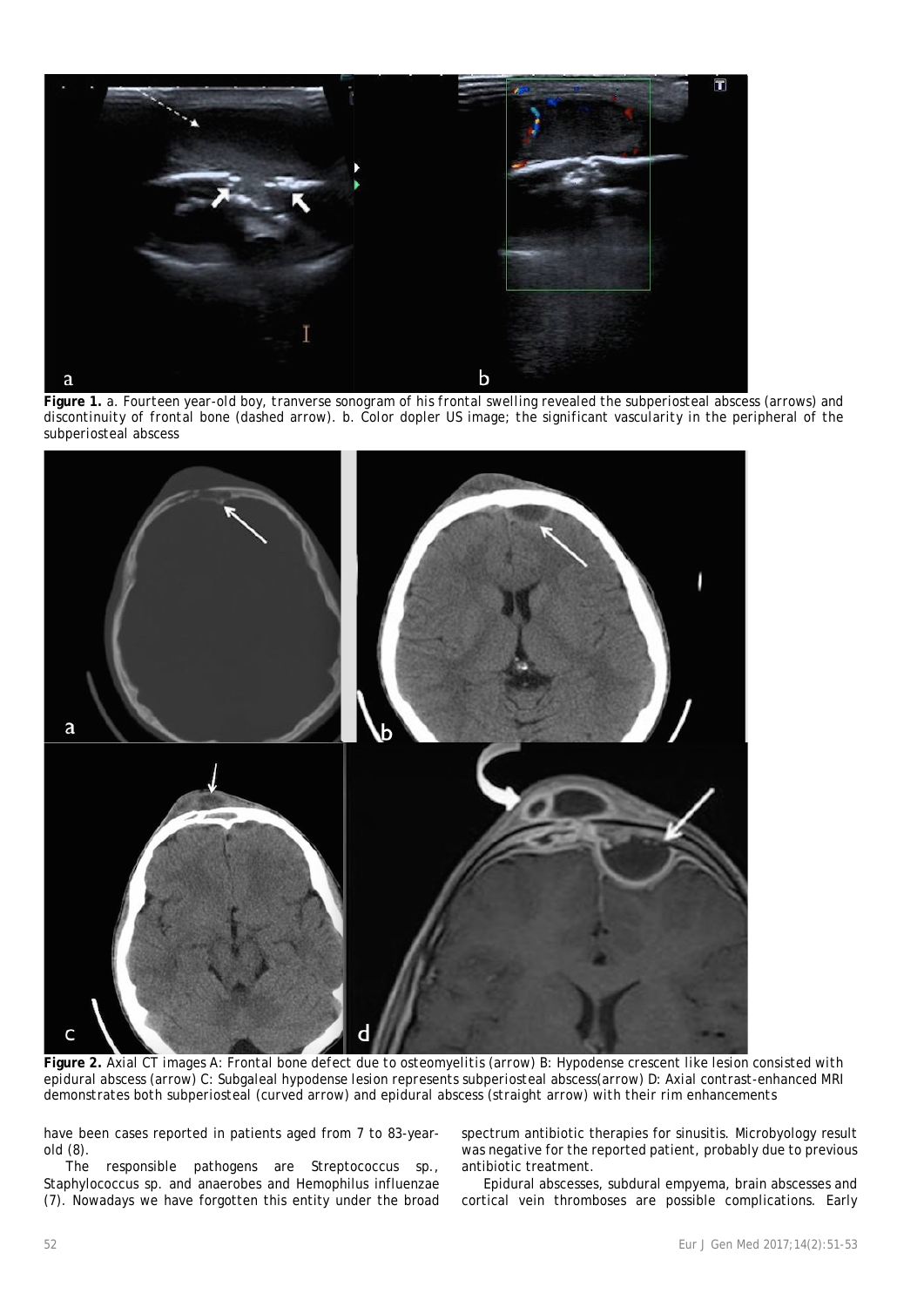**Figure 1.** a. Fourteen year-old boy, tranverse sonogram of his frontal swelling revealed the subperiosteal abscess (arrows) and discontinuity of frontal bone (dashed arrow). b. Color dopler US image; the significant vascularity in the peripheral of the subperiosteal abscess

**Figure 2.** Axial CT images A: Frontal bone defect due to osteomyelitis (arrow) B: Hypodense crescent like lesion consisted with epidural abscess (arrow) C: Subgaleal hypodense lesion represents subperiosteal abscess(arrow) D: Axial contrast-enhanced MRI demonstrates both subperiosteal (curved arrow) and epidural abscess (straight arrow) with their rim enhancements

have been cases reported in patients aged from 7 to 83-year-old (8).

The responsible pathogens are Streptococcus sp., Staphylococcus sp. and anaerobes and Hemophilus influenzae (7). Nowadays we have forgotten this entity under the broad spectrum antibiotic therapies for sinusitis. Microbyology result was negative for the reported patient, probably due to previous antibiotic treatment.

Epidural abscesses, subdural empyema, brain abscesses and cortical vein thromboses are possible complications. Early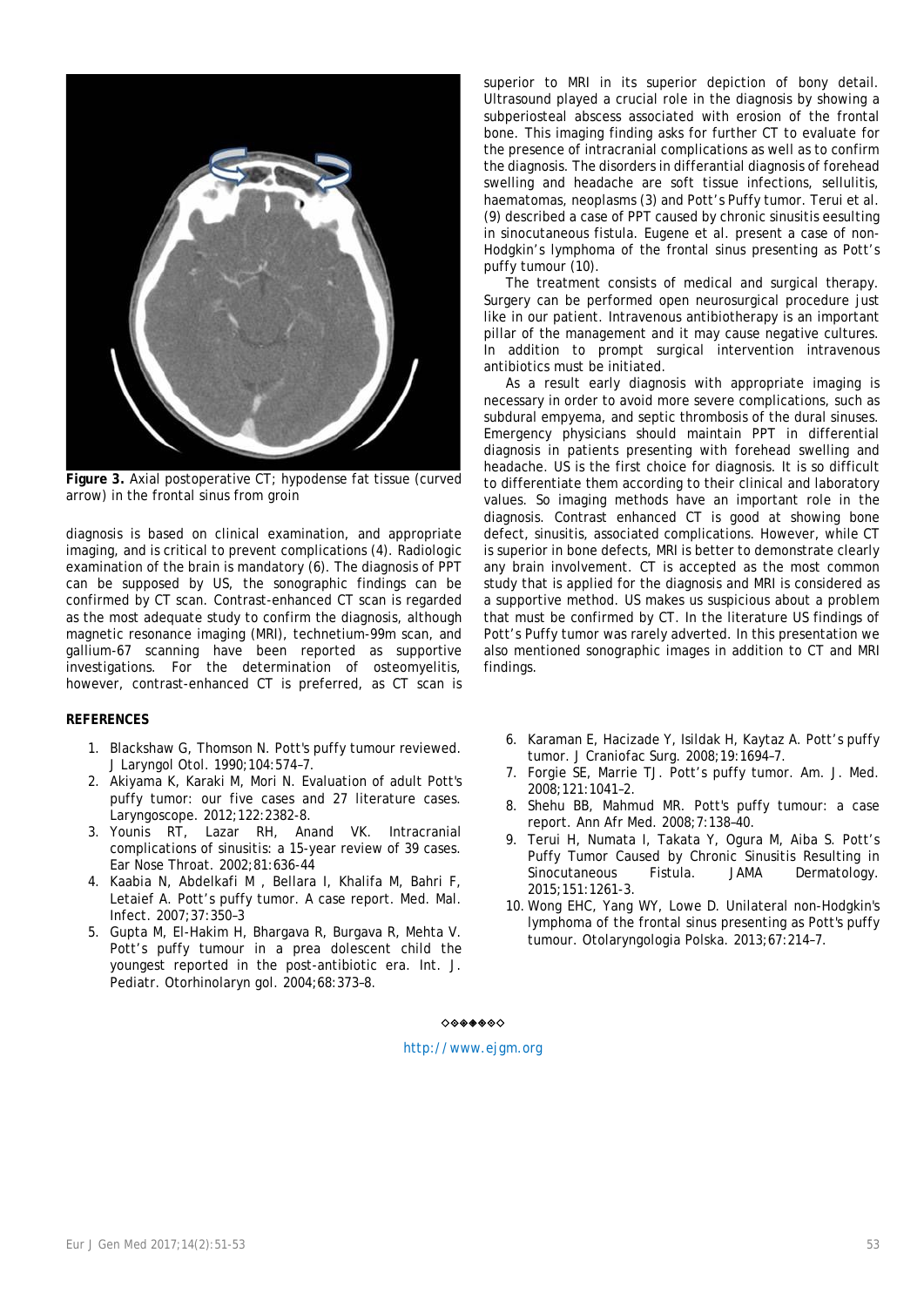**Figure 3.** Axial postoperative CT; hypodense fat tissue (curved arrow) in the frontal sinus from groin

diagnosis is based on clinical examination, and appropriate imaging, and is critical to prevent complications (4). Radiologic examination of the brain is mandatory (6). The diagnosis of PPT can be supposed by US, the sonographic findings can be confirmed by CT scan. Contrast-enhanced CT scan is regarded as the most adequate study to confirm the diagnosis, although magnetic resonance imaging (MRI), technetium-99m scan, and gallium-67 scanning have been reported as supportive investigations. For the determination of osteomyelitis, however, contrast-enhanced CT is preferred, as CT scan is superior to MRI in its superior depiction of bony detail. Ultrasound played a crucial role in the diagnosis by showing a subperiosteal abscess associated with erosion of the frontal bone. This imaging finding asks for further CT to evaluate for the presence of intracranial complications as well as to confirm the diagnosis. The disorders in differantial diagnosis of forehead swelling and headache are soft tissue infections, sellulitis, haematomas, neoplasms (3) and Pott's Puffy tumor. Terui et al. (9) described a case of PPT caused by chronic sinusitis eesulting in sinocutaneous fistula. Eugene et al. present a case of non-Hodgkin's lymphoma of the frontal sinus presenting as Pott's puffy tumour (10).

The treatment consists of medical and surgical therapy. Surgery can be performed open neurosurgical procedure just like in our patient. Intravenous antibiotherapy is an important pillar of the management and it may cause negative cultures. In addition to prompt surgical intervention intravenous antibiotics must be initiated.

As a result early diagnosis with appropriate imaging is necessary in order to avoid more severe complications, such as subdural empyema, and septic thrombosis of the dural sinuses. Emergency physicians should maintain PPT in differential diagnosis in patients presenting with forehead swelling and headache. US is the first choice for diagnosis. It is so difficult to differentiate them according to their clinical and laboratory values. So imaging methods have an important role in the diagnosis. Contrast enhanced CT is good at showing bone defect, sinusitis, associated complications. However, while CT is superior in bone defects, MRI is better to demonstrate clearly any brain involvement. CT is accepted as the most common study that is applied for the diagnosis and MRI is considered as a supportive method. US makes us suspicious about a problem that must be confirmed by CT. In the literature US findings of Pott's Puffy tumor was rarely adverted. In this presentation we also mentioned sonographic images in addition to CT and MRI findings.

## REFERENCES

1. Blackshaw G, Thomson N. Pott's puffy tumour reviewed. J Laryngol Otol. 1990;104:574–7.
2. Akiyama K, Karaki M, Mori N. Evaluation of adult Pott's puffy tumor: our five cases and 27 literature cases. Laryngoscope. 2012;122:2382-8.
3. Younis RT, Lazar RH, Anand VK. Intracranial complications of sinusitis: a 15-year review of 39 cases. Ear Nose Throat. 2002;81:636-44
4. Kaabia N, Abdelkafi M , Bellara I, Khalifa M, Bahri F, Letaief A. Pott's puffy tumor. A case report. Med. Mal. Infect. 2007;37:350–3
5. Gupta M, El-Hakim H, Bhargava R, Burgava R, Mehta V. Pott's puffy tumour in a prea dolescent child the youngest reported in the post-antibiotic era. Int. J. Pediatr. Otorhinolaryn gol. 2004;68:373–8.
6. Karaman E, Hacizade Y, Isildak H, Kaytaz A. Pott's puffy tumor. J Craniofac Surg. 2008;19:1694–7.
7. Forgie SE, Marrie TJ. Pott's puffy tumor. Am. J. Med. 2008;121:1041–2.
8. Shehu BB, Mahmud MR. Pott's puffy tumour: a case report. Ann Afr Med. 2008;7:138–40.
9. Terui H, Numata I, Takata Y, Ogura M, Aiba S. Pott's Puffy Tumor Caused by Chronic Sinusitis Resulting in Sinocutaneous Fistula. JAMA Dermatology. 2015;151:1261-3.
10. Wong EHC, Yang WY, Lowe D. Unilateral non-Hodgkin's lymphoma of the frontal sinus presenting as Pott's puffy tumour. Otolaryngologia Polska. 2013;67:214–7.

◊◊◊◊◊◊◊

http://www.ejgm.org